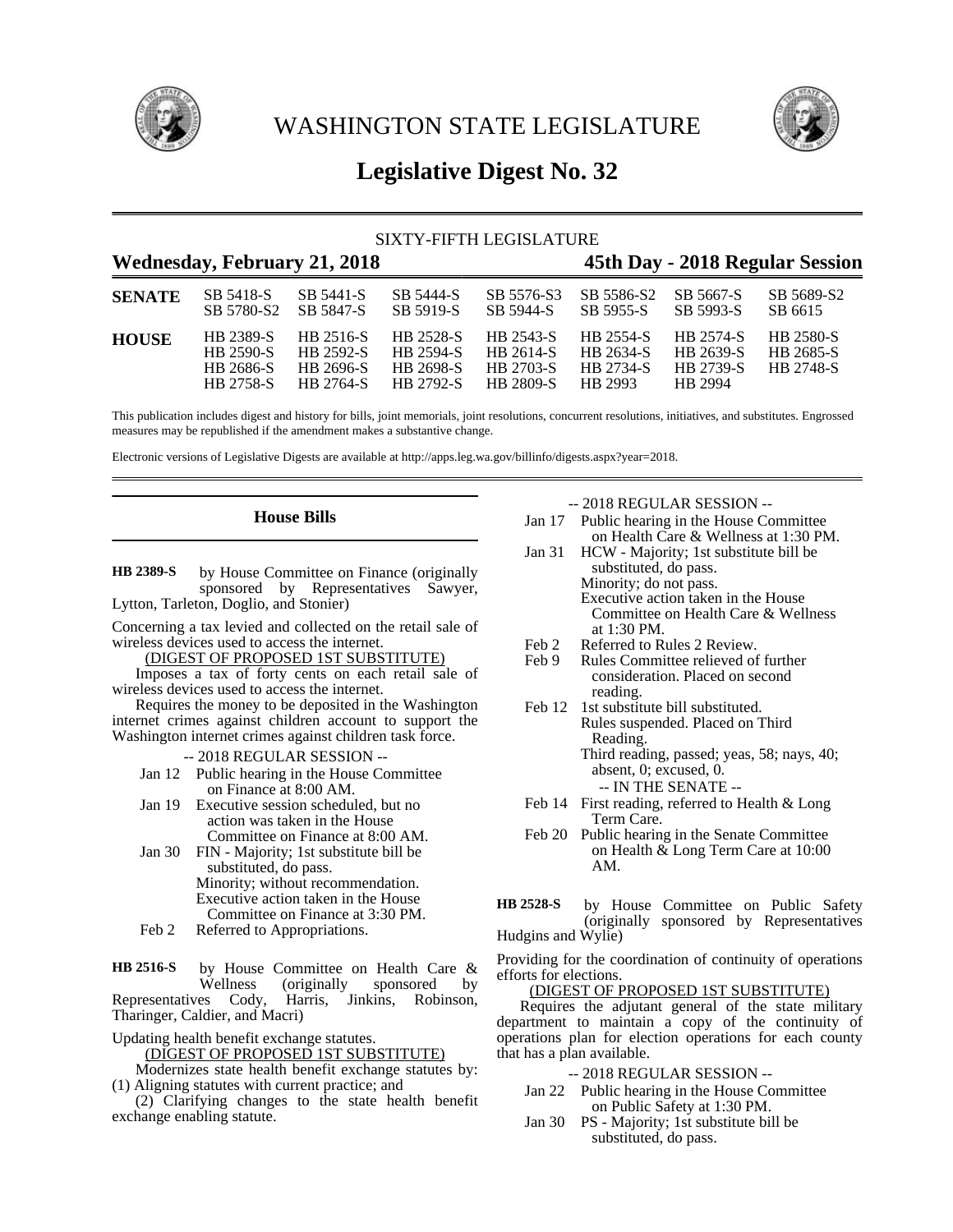# WASHINGTON STATE LEGISLATURE

## Legislative Digest No. 32

SIXTY-FIFTH LEGISLATURE

**Wednesday, February 21, 2018** **45th Day - 2018 Regular Session**

| | | | | | | | |
|---|---|---|---|---|---|---|---|
| **SENATE** | SB 5418-S | SB 5441-S | SB 5444-S | SB 5576-S3 | SB 5586-S2 | SB 5667-S | SB 5689-S2 |
| | SB 5780-S2 | SB 5847-S | SB 5919-S | SB 5944-S | SB 5955-S | SB 5993-S | SB 6615 |
| **HOUSE** | HB 2389-S | HB 2516-S | HB 2528-S | HB 2543-S | HB 2554-S | HB 2574-S | HB 2580-S |
| | HB 2590-S | HB 2592-S | HB 2594-S | HB 2614-S | HB 2634-S | HB 2639-S | HB 2685-S |
| | HB 2686-S | HB 2696-S | HB 2698-S | HB 2703-S | HB 2734-S | HB 2739-S | HB 2748-S |
| | HB 2758-S | HB 2764-S | HB 2792-S | HB 2809-S | HB 2993 | HB 2994 | |

This publication includes digest and history for bills, joint memorials, joint resolutions, concurrent resolutions, initiatives, and substitutes. Engrossed measures may be republished if the amendment makes a substantive change.

Electronic versions of Legislative Digests are available at http://apps.leg.wa.gov/billinfo/digests.aspx?year=2018.

### House Bills

**HB 2389-S** by House Committee on Finance (originally sponsored by Representatives Sawyer, Lytton, Tarleton, Doglio, and Stonier)

Concerning a tax levied and collected on the retail sale of wireless devices used to access the internet.

(DIGEST OF PROPOSED 1ST SUBSTITUTE)

Imposes a tax of forty cents on each retail sale of wireless devices used to access the internet.

Requires the money to be deposited in the Washington internet crimes against children account to support the Washington internet crimes against children task force.

-- 2018 REGULAR SESSION --

Jan 12 Public hearing in the House Committee on Finance at 8:00 AM.

Jan 19 Executive session scheduled, but no action was taken in the House Committee on Finance at 8:00 AM.

Jan 30 FIN - Majority; 1st substitute bill be substituted, do pass.
Minority; without recommendation.
Executive action taken in the House Committee on Finance at 3:30 PM.

Feb 2 Referred to Appropriations.

**HB 2516-S** by House Committee on Health Care & Wellness (originally sponsored by Representatives Cody, Harris, Jinkins, Robinson, Tharinger, Caldier, and Macri)

Updating health benefit exchange statutes.

(DIGEST OF PROPOSED 1ST SUBSTITUTE)

Modernizes state health benefit exchange statutes by: (1) Aligning statutes with current practice; and

(2) Clarifying changes to the state health benefit exchange enabling statute.

-- 2018 REGULAR SESSION --

Jan 17 Public hearing in the House Committee on Health Care & Wellness at 1:30 PM.

Jan 31 HCW - Majority; 1st substitute bill be substituted, do pass.
Minority; do not pass.
Executive action taken in the House Committee on Health Care & Wellness at 1:30 PM.

Feb 2 Referred to Rules 2 Review.

Feb 9 Rules Committee relieved of further consideration. Placed on second reading.

Feb 12 1st substitute bill substituted.
Rules suspended. Placed on Third Reading.
Third reading, passed; yeas, 58; nays, 40; absent, 0; excused, 0.

-- IN THE SENATE --

Feb 14 First reading, referred to Health & Long Term Care.

Feb 20 Public hearing in the Senate Committee on Health & Long Term Care at 10:00 AM.

**HB 2528-S** by House Committee on Public Safety (originally sponsored by Representatives Hudgins and Wylie)

Providing for the coordination of continuity of operations efforts for elections.

(DIGEST OF PROPOSED 1ST SUBSTITUTE)

Requires the adjutant general of the state military department to maintain a copy of the continuity of operations plan for election operations for each county that has a plan available.

-- 2018 REGULAR SESSION --

Jan 22 Public hearing in the House Committee on Public Safety at 1:30 PM.

Jan 30 PS - Majority; 1st substitute bill be substituted, do pass.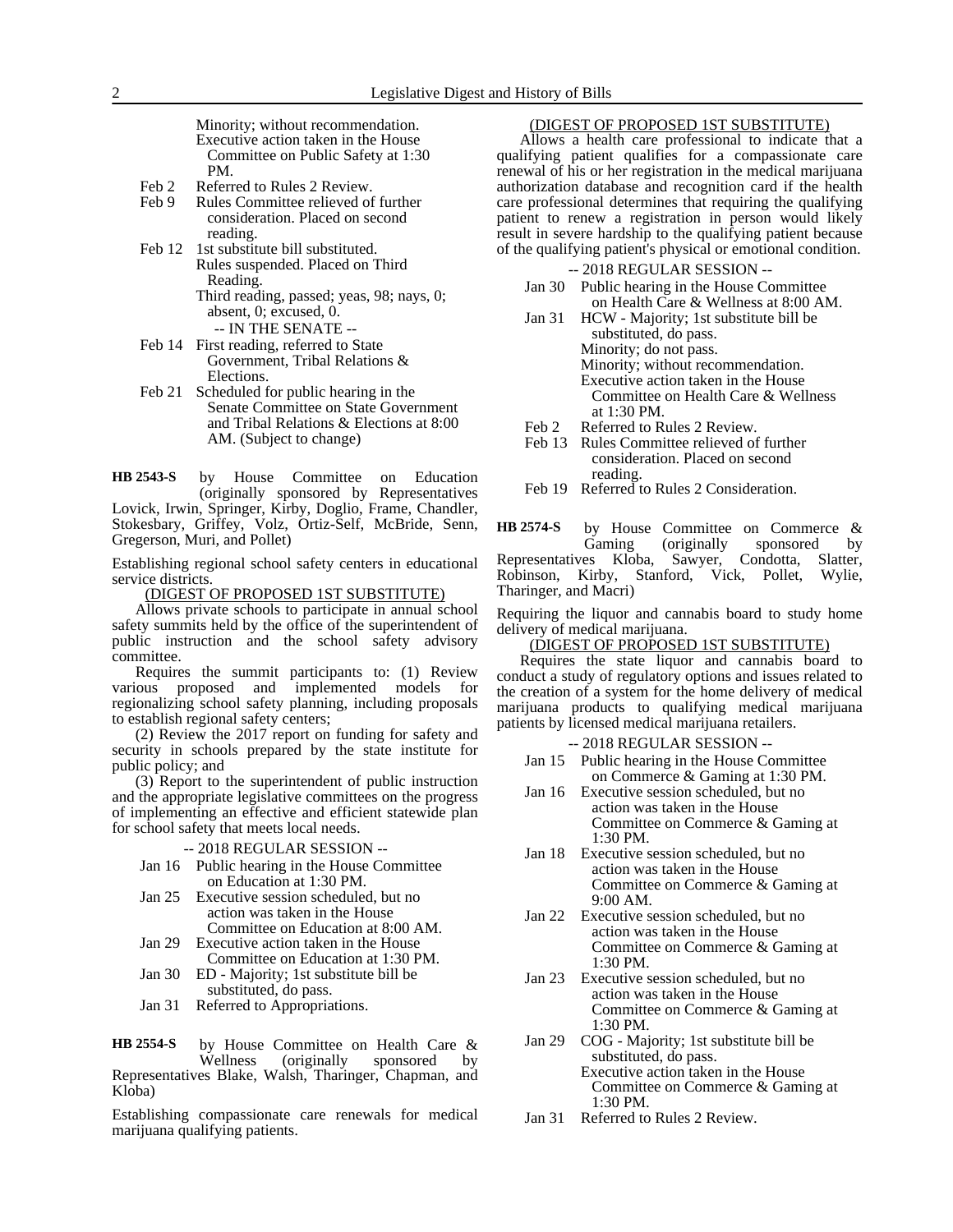Minority; without recommendation.
Executive action taken in the House Committee on Public Safety at 1:30 PM.

Feb 2 Referred to Rules 2 Review.

Feb 9 Rules Committee relieved of further consideration. Placed on second reading.

Feb 12 1st substitute bill substituted.
Rules suspended. Placed on Third Reading.
Third reading, passed; yeas, 98; nays, 0; absent, 0; excused, 0.

-- IN THE SENATE --

Feb 14 First reading, referred to State Government, Tribal Relations & Elections.

Feb 21 Scheduled for public hearing in the Senate Committee on State Government and Tribal Relations & Elections at 8:00 AM. (Subject to change)

**HB 2543-S** by House Committee on Education (originally sponsored by Representatives Lovick, Irwin, Springer, Kirby, Doglio, Frame, Chandler, Stokesbary, Griffey, Volz, Ortiz-Self, McBride, Senn, Gregerson, Muri, and Pollet)

Establishing regional school safety centers in educational service districts.

(DIGEST OF PROPOSED 1ST SUBSTITUTE)

Allows private schools to participate in annual school safety summits held by the office of the superintendent of public instruction and the school safety advisory committee.

Requires the summit participants to: (1) Review various proposed and implemented models for regionalizing school safety planning, including proposals to establish regional safety centers;

(2) Review the 2017 report on funding for safety and security in schools prepared by the state institute for public policy; and

(3) Report to the superintendent of public instruction and the appropriate legislative committees on the progress of implementing an effective and efficient statewide plan for school safety that meets local needs.

-- 2018 REGULAR SESSION --

Jan 16 Public hearing in the House Committee on Education at 1:30 PM.

Jan 25 Executive session scheduled, but no action was taken in the House Committee on Education at 8:00 AM.

Jan 29 Executive action taken in the House Committee on Education at 1:30 PM.

Jan 30 ED - Majority; 1st substitute bill be substituted, do pass.

Jan 31 Referred to Appropriations.

**HB 2554-S** by House Committee on Health Care & Wellness (originally sponsored by Representatives Blake, Walsh, Tharinger, Chapman, and Kloba)

Establishing compassionate care renewals for medical marijuana qualifying patients.

(DIGEST OF PROPOSED 1ST SUBSTITUTE)

Allows a health care professional to indicate that a qualifying patient qualifies for a compassionate care renewal of his or her registration in the medical marijuana authorization database and recognition card if the health care professional determines that requiring the qualifying patient to renew a registration in person would likely result in severe hardship to the qualifying patient because of the qualifying patient's physical or emotional condition.

-- 2018 REGULAR SESSION --

Jan 30 Public hearing in the House Committee on Health Care & Wellness at 8:00 AM.

Jan 31 HCW - Majority; 1st substitute bill be substituted, do pass.
Minority; do not pass.
Minority; without recommendation.
Executive action taken in the House Committee on Health Care & Wellness at 1:30 PM.

Feb 2 Referred to Rules 2 Review.

Feb 13 Rules Committee relieved of further consideration. Placed on second reading.

Feb 19 Referred to Rules 2 Consideration.

**HB 2574-S** by House Committee on Commerce & Gaming (originally sponsored by Representatives Kloba, Sawyer, Condotta, Slatter, Robinson, Kirby, Stanford, Vick, Pollet, Wylie, Tharinger, and Macri)

Requiring the liquor and cannabis board to study home delivery of medical marijuana.

(DIGEST OF PROPOSED 1ST SUBSTITUTE)

Requires the state liquor and cannabis board to conduct a study of regulatory options and issues related to the creation of a system for the home delivery of medical marijuana products to qualifying medical marijuana patients by licensed medical marijuana retailers.

-- 2018 REGULAR SESSION --

Jan 15 Public hearing in the House Committee on Commerce & Gaming at 1:30 PM.

Jan 16 Executive session scheduled, but no action was taken in the House Committee on Commerce & Gaming at 1:30 PM.

Jan 18 Executive session scheduled, but no action was taken in the House Committee on Commerce & Gaming at 9:00 AM.

Jan 22 Executive session scheduled, but no action was taken in the House Committee on Commerce & Gaming at 1:30 PM.

Jan 23 Executive session scheduled, but no action was taken in the House Committee on Commerce & Gaming at 1:30 PM.

Jan 29 COG - Majority; 1st substitute bill be substituted, do pass.
Executive action taken in the House Committee on Commerce & Gaming at 1:30 PM.

Jan 31 Referred to Rules 2 Review.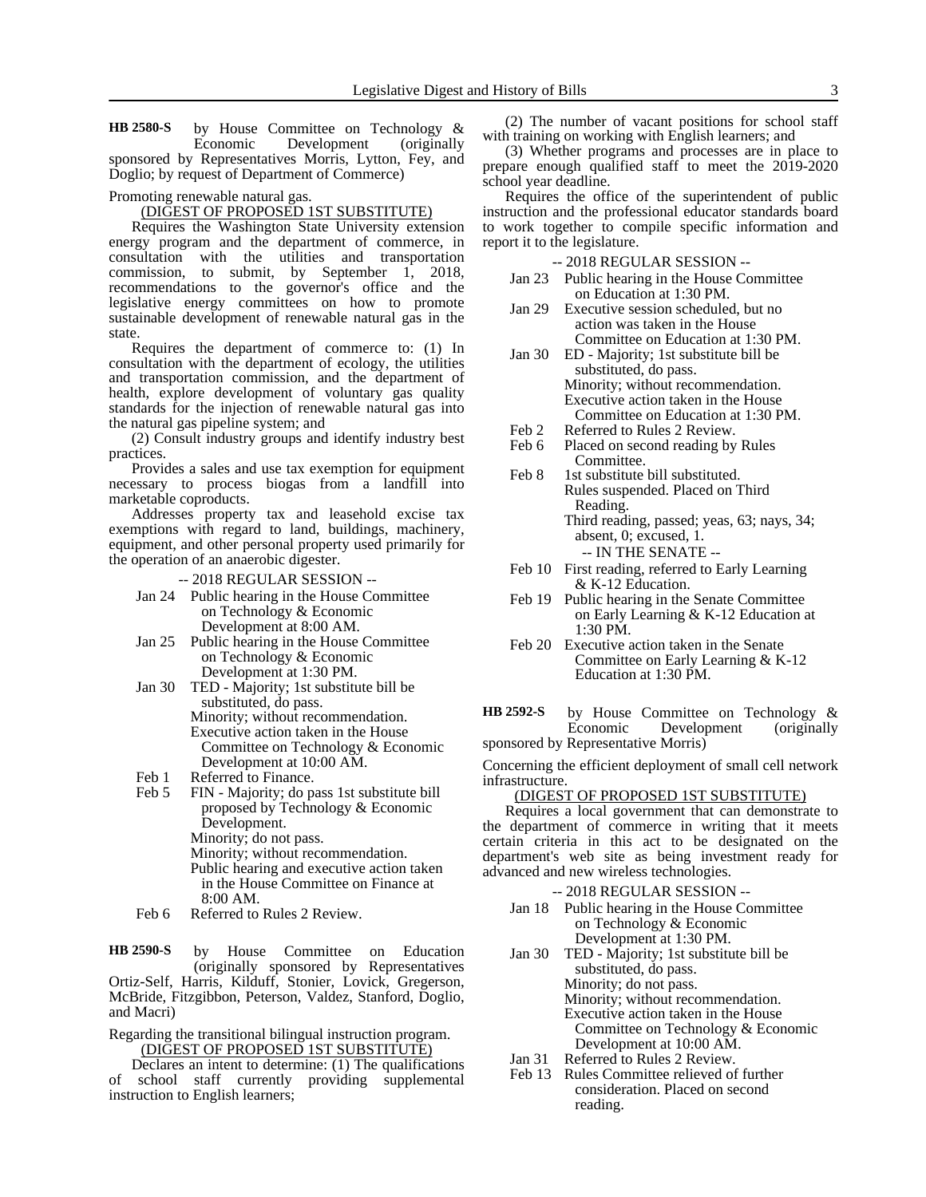**HB 2580-S** by House Committee on Technology & Economic Development (originally sponsored by Representatives Morris, Lytton, Fey, and Doglio; by request of Department of Commerce)

Promoting renewable natural gas.

(DIGEST OF PROPOSED 1ST SUBSTITUTE)

Requires the Washington State University extension energy program and the department of commerce, in consultation with the utilities and transportation commission, to submit, by September 1, 2018, recommendations to the governor's office and the legislative energy committees on how to promote sustainable development of renewable natural gas in the state.

Requires the department of commerce to: (1) In consultation with the department of ecology, the utilities and transportation commission, and the department of health, explore development of voluntary gas quality standards for the injection of renewable natural gas into the natural gas pipeline system; and

(2) Consult industry groups and identify industry best practices.

Provides a sales and use tax exemption for equipment necessary to process biogas from a landfill into marketable coproducts.

Addresses property tax and leasehold excise tax exemptions with regard to land, buildings, machinery, equipment, and other personal property used primarily for the operation of an anaerobic digester.

-- 2018 REGULAR SESSION --

Jan 24 Public hearing in the House Committee on Technology & Economic Development at 8:00 AM.

Jan 25 Public hearing in the House Committee on Technology & Economic Development at 1:30 PM.

Jan 30 TED - Majority; 1st substitute bill be substituted, do pass.
Minority; without recommendation.
Executive action taken in the House Committee on Technology & Economic Development at 10:00 AM.

Feb 1 Referred to Finance.

Feb 5 FIN - Majority; do pass 1st substitute bill proposed by Technology & Economic Development.
Minority; do not pass.
Minority; without recommendation.
Public hearing and executive action taken in the House Committee on Finance at 8:00 AM.

Feb 6 Referred to Rules 2 Review.

**HB 2590-S** by House Committee on Education (originally sponsored by Representatives Ortiz-Self, Harris, Kilduff, Stonier, Lovick, Gregerson, McBride, Fitzgibbon, Peterson, Valdez, Stanford, Doglio, and Macri)

Regarding the transitional bilingual instruction program.

(DIGEST OF PROPOSED 1ST SUBSTITUTE)

Declares an intent to determine: (1) The qualifications of school staff currently providing supplemental instruction to English learners;

(2) The number of vacant positions for school staff with training on working with English learners; and

(3) Whether programs and processes are in place to prepare enough qualified staff to meet the 2019-2020 school year deadline.

Requires the office of the superintendent of public instruction and the professional educator standards board to work together to compile specific information and report it to the legislature.

-- 2018 REGULAR SESSION --

Jan 23 Public hearing in the House Committee on Education at 1:30 PM.

Jan 29 Executive session scheduled, but no action was taken in the House Committee on Education at 1:30 PM.

Jan 30 ED - Majority; 1st substitute bill be substituted, do pass.
Minority; without recommendation.
Executive action taken in the House Committee on Education at 1:30 PM.

Feb 2 Referred to Rules 2 Review.

Feb 6 Placed on second reading by Rules Committee.

Feb 8 1st substitute bill substituted.
Rules suspended. Placed on Third Reading.
Third reading, passed; yeas, 63; nays, 34; absent, 0; excused, 1.

-- IN THE SENATE --

Feb 10 First reading, referred to Early Learning & K-12 Education.

Feb 19 Public hearing in the Senate Committee on Early Learning & K-12 Education at 1:30 PM.

Feb 20 Executive action taken in the Senate Committee on Early Learning & K-12 Education at 1:30 PM.

**HB 2592-S** by House Committee on Technology & Economic Development (originally sponsored by Representative Morris)

Concerning the efficient deployment of small cell network infrastructure.

(DIGEST OF PROPOSED 1ST SUBSTITUTE)

Requires a local government that can demonstrate to the department of commerce in writing that it meets certain criteria in this act to be designated on the department's web site as being investment ready for advanced and new wireless technologies.

-- 2018 REGULAR SESSION --

Jan 18 Public hearing in the House Committee on Technology & Economic Development at 1:30 PM.

Jan 30 TED - Majority; 1st substitute bill be substituted, do pass.
Minority; do not pass.
Minority; without recommendation.
Executive action taken in the House Committee on Technology & Economic Development at 10:00 AM.

Jan 31 Referred to Rules 2 Review.

Feb 13 Rules Committee relieved of further consideration. Placed on second reading.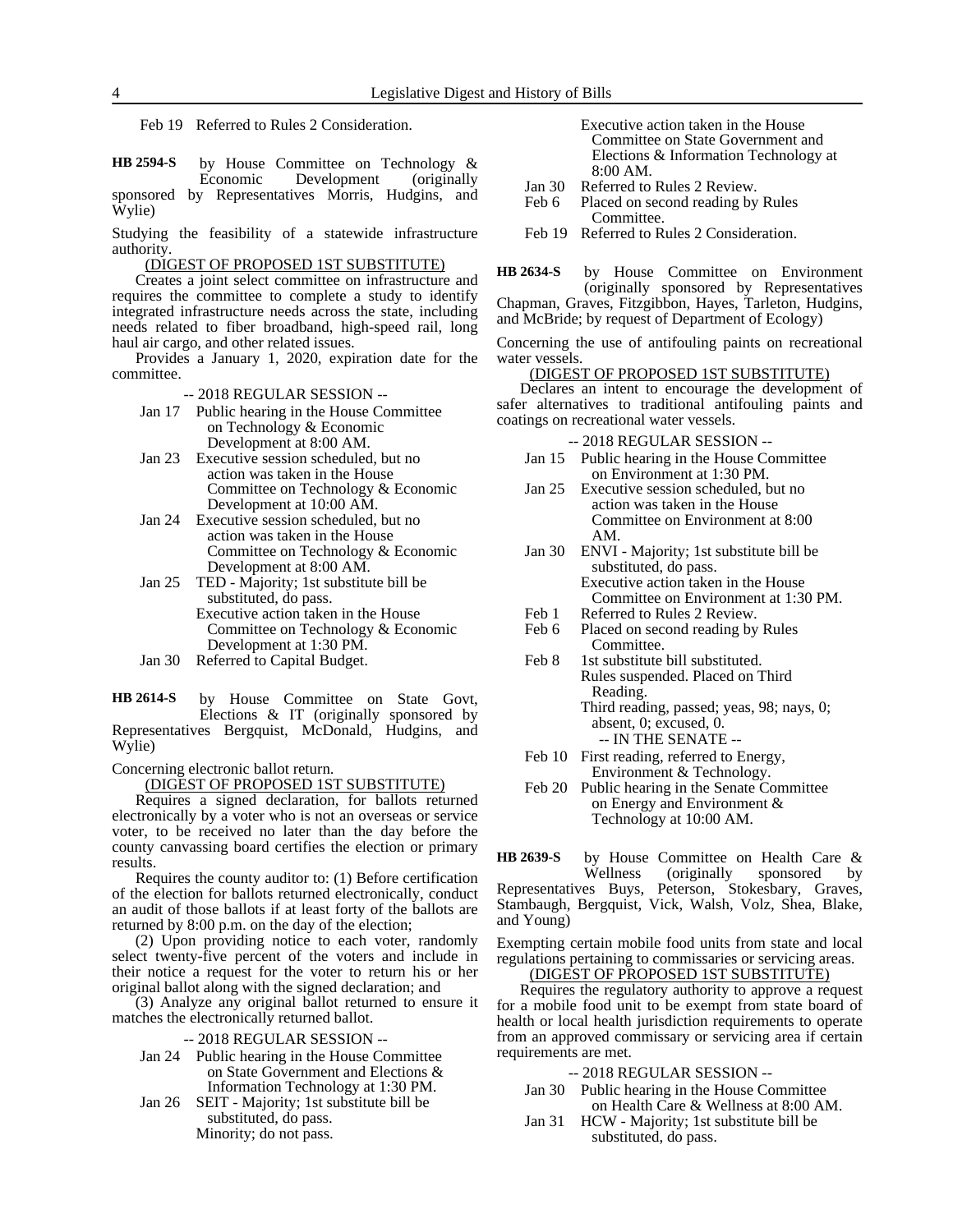Feb 19 Referred to Rules 2 Consideration.

**HB 2594-S** by House Committee on Technology & Economic Development (originally sponsored by Representatives Morris, Hudgins, and Wylie)

Studying the feasibility of a statewide infrastructure authority.

(DIGEST OF PROPOSED 1ST SUBSTITUTE)

Creates a joint select committee on infrastructure and requires the committee to complete a study to identify integrated infrastructure needs across the state, including needs related to fiber broadband, high-speed rail, long haul air cargo, and other related issues.

Provides a January 1, 2020, expiration date for the committee.

-- 2018 REGULAR SESSION --

Jan 17 Public hearing in the House Committee on Technology & Economic Development at 8:00 AM.

Jan 23 Executive session scheduled, but no action was taken in the House Committee on Technology & Economic Development at 10:00 AM.

Jan 24 Executive session scheduled, but no action was taken in the House Committee on Technology & Economic Development at 8:00 AM.

Jan 25 TED - Majority; 1st substitute bill be substituted, do pass.
Executive action taken in the House Committee on Technology & Economic Development at 1:30 PM.

Jan 30 Referred to Capital Budget.

**HB 2614-S** by House Committee on State Govt, Elections & IT (originally sponsored by Representatives Bergquist, McDonald, Hudgins, and Wylie)

Concerning electronic ballot return.

(DIGEST OF PROPOSED 1ST SUBSTITUTE)

Requires a signed declaration, for ballots returned electronically by a voter who is not an overseas or service voter, to be received no later than the day before the county canvassing board certifies the election or primary results.

Requires the county auditor to: (1) Before certification of the election for ballots returned electronically, conduct an audit of those ballots if at least forty of the ballots are returned by 8:00 p.m. on the day of the election;

(2) Upon providing notice to each voter, randomly select twenty-five percent of the voters and include in their notice a request for the voter to return his or her original ballot along with the signed declaration; and

(3) Analyze any original ballot returned to ensure it matches the electronically returned ballot.

-- 2018 REGULAR SESSION --

Jan 24 Public hearing in the House Committee on State Government and Elections & Information Technology at 1:30 PM.

Jan 26 SEIT - Majority; 1st substitute bill be substituted, do pass.
Minority; do not pass.
Executive action taken in the House Committee on State Government and Elections & Information Technology at 8:00 AM.

Jan 30 Referred to Rules 2 Review.

Feb 6 Placed on second reading by Rules Committee.

Feb 19 Referred to Rules 2 Consideration.

**HB 2634-S** by House Committee on Environment (originally sponsored by Representatives Chapman, Graves, Fitzgibbon, Hayes, Tarleton, Hudgins, and McBride; by request of Department of Ecology)

Concerning the use of antifouling paints on recreational water vessels.

(DIGEST OF PROPOSED 1ST SUBSTITUTE)

Declares an intent to encourage the development of safer alternatives to traditional antifouling paints and coatings on recreational water vessels.

-- 2018 REGULAR SESSION --

Jan 15 Public hearing in the House Committee on Environment at 1:30 PM.

Jan 25 Executive session scheduled, but no action was taken in the House Committee on Environment at 8:00 AM.

Jan 30 ENVI - Majority; 1st substitute bill be substituted, do pass.
Executive action taken in the House Committee on Environment at 1:30 PM.

Feb 1 Referred to Rules 2 Review.

Feb 6 Placed on second reading by Rules Committee.

Feb 8 1st substitute bill substituted.
Rules suspended. Placed on Third Reading.
Third reading, passed; yeas, 98; nays, 0; absent, 0; excused, 0.

-- IN THE SENATE --

Feb 10 First reading, referred to Energy, Environment & Technology.

Feb 20 Public hearing in the Senate Committee on Energy and Environment & Technology at 10:00 AM.

**HB 2639-S** by House Committee on Health Care & Wellness (originally sponsored by Representatives Buys, Peterson, Stokesbary, Graves, Stambaugh, Bergquist, Vick, Walsh, Volz, Shea, Blake, and Young)

Exempting certain mobile food units from state and local regulations pertaining to commissaries or servicing areas.

(DIGEST OF PROPOSED 1ST SUBSTITUTE)

Requires the regulatory authority to approve a request for a mobile food unit to be exempt from state board of health or local health jurisdiction requirements to operate from an approved commissary or servicing area if certain requirements are met.

-- 2018 REGULAR SESSION --

Jan 30 Public hearing in the House Committee on Health Care & Wellness at 8:00 AM.

Jan 31 HCW - Majority; 1st substitute bill be substituted, do pass.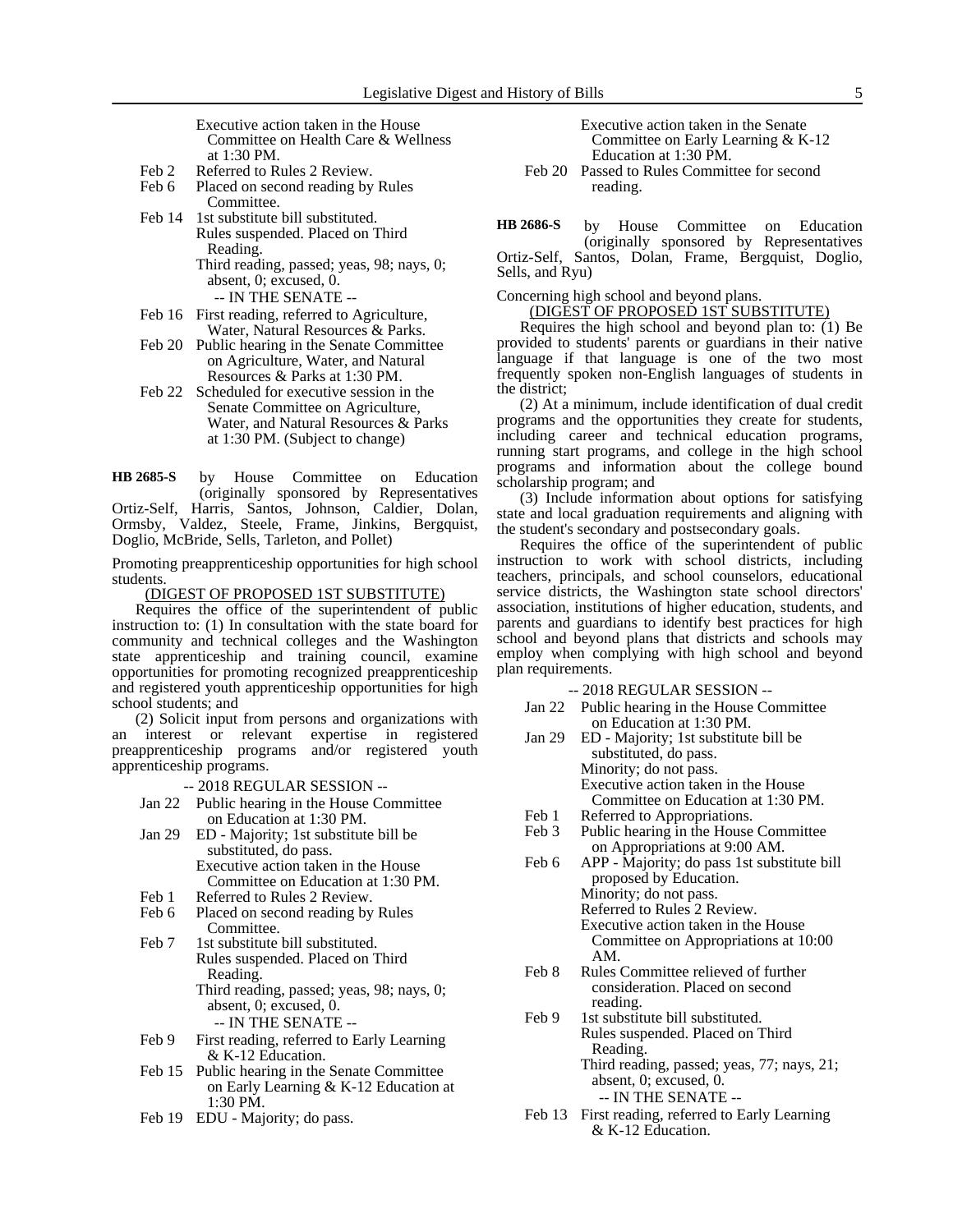Executive action taken in the House Committee on Health Care & Wellness at 1:30 PM.

Feb 2 Referred to Rules 2 Review.

Feb 6 Placed on second reading by Rules Committee.

Feb 14 1st substitute bill substituted.
Rules suspended. Placed on Third Reading.
Third reading, passed; yeas, 98; nays, 0; absent, 0; excused, 0.

-- IN THE SENATE --

Feb 16 First reading, referred to Agriculture, Water, Natural Resources & Parks.

Feb 20 Public hearing in the Senate Committee on Agriculture, Water, and Natural Resources & Parks at 1:30 PM.

Feb 22 Scheduled for executive session in the Senate Committee on Agriculture, Water, and Natural Resources & Parks at 1:30 PM. (Subject to change)

**HB 2685-S** by House Committee on Education (originally sponsored by Representatives Ortiz-Self, Harris, Santos, Johnson, Caldier, Dolan, Ormsby, Valdez, Steele, Frame, Jinkins, Bergquist, Doglio, McBride, Sells, Tarleton, and Pollet)

Promoting preapprenticeship opportunities for high school students.

(DIGEST OF PROPOSED 1ST SUBSTITUTE)

Requires the office of the superintendent of public instruction to: (1) In consultation with the state board for community and technical colleges and the Washington state apprenticeship and training council, examine opportunities for promoting recognized preapprenticeship and registered youth apprenticeship opportunities for high school students; and

(2) Solicit input from persons and organizations with an interest or relevant expertise in registered preapprenticeship programs and/or registered youth apprenticeship programs.

-- 2018 REGULAR SESSION --

Jan 22 Public hearing in the House Committee on Education at 1:30 PM.

Jan 29 ED - Majority; 1st substitute bill be substituted, do pass.
Executive action taken in the House Committee on Education at 1:30 PM.

Feb 1 Referred to Rules 2 Review.

Feb 6 Placed on second reading by Rules Committee.

Feb 7 1st substitute bill substituted.
Rules suspended. Placed on Third Reading.
Third reading, passed; yeas, 98; nays, 0; absent, 0; excused, 0.

-- IN THE SENATE --

Feb 9 First reading, referred to Early Learning & K-12 Education.

Feb 15 Public hearing in the Senate Committee on Early Learning & K-12 Education at 1:30 PM.

Feb 19 EDU - Majority; do pass.
Executive action taken in the Senate Committee on Early Learning & K-12 Education at 1:30 PM.

Feb 20 Passed to Rules Committee for second reading.

**HB 2686-S** by House Committee on Education (originally sponsored by Representatives Ortiz-Self, Santos, Dolan, Frame, Bergquist, Doglio, Sells, and Ryu)

Concerning high school and beyond plans.

(DIGEST OF PROPOSED 1ST SUBSTITUTE)

Requires the high school and beyond plan to: (1) Be provided to students' parents or guardians in their native language if that language is one of the two most frequently spoken non-English languages of students in the district;

(2) At a minimum, include identification of dual credit programs and the opportunities they create for students, including career and technical education programs, running start programs, and college in the high school programs and information about the college bound scholarship program; and

(3) Include information about options for satisfying state and local graduation requirements and aligning with the student's secondary and postsecondary goals.

Requires the office of the superintendent of public instruction to work with school districts, including teachers, principals, and school counselors, educational service districts, the Washington state school directors' association, institutions of higher education, students, and parents and guardians to identify best practices for high school and beyond plans that districts and schools may employ when complying with high school and beyond plan requirements.

-- 2018 REGULAR SESSION --

Jan 22 Public hearing in the House Committee on Education at 1:30 PM.

Jan 29 ED - Majority; 1st substitute bill be substituted, do pass.
Minority; do not pass.
Executive action taken in the House Committee on Education at 1:30 PM.

Feb 1 Referred to Appropriations.

Feb 3 Public hearing in the House Committee on Appropriations at 9:00 AM.

Feb 6 APP - Majority; do pass 1st substitute bill proposed by Education.
Minority; do not pass.
Referred to Rules 2 Review.
Executive action taken in the House Committee on Appropriations at 10:00 AM.

Feb 8 Rules Committee relieved of further consideration. Placed on second reading.

Feb 9 1st substitute bill substituted.
Rules suspended. Placed on Third Reading.
Third reading, passed; yeas, 77; nays, 21; absent, 0; excused, 0.

-- IN THE SENATE --

Feb 13 First reading, referred to Early Learning & K-12 Education.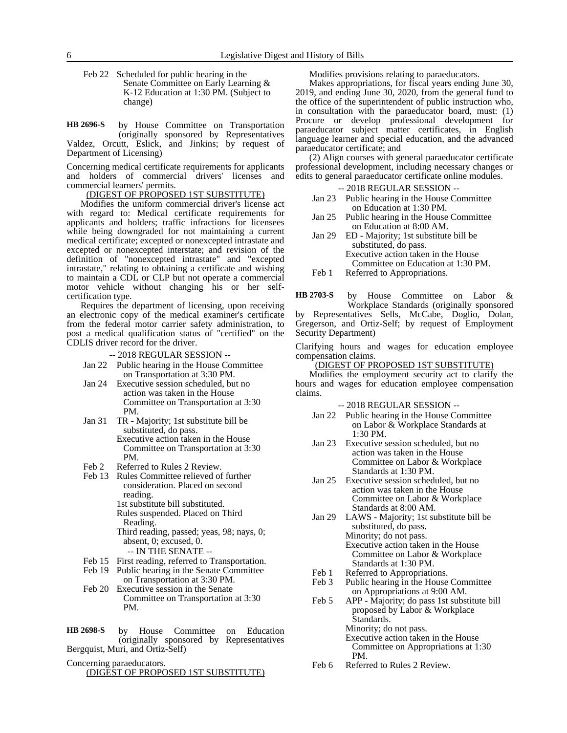Feb 22 Scheduled for public hearing in the Senate Committee on Early Learning & K-12 Education at 1:30 PM. (Subject to change)

**HB 2696-S** by House Committee on Transportation (originally sponsored by Representatives Valdez, Orcutt, Eslick, and Jinkins; by request of Department of Licensing)

Concerning medical certificate requirements for applicants and holders of commercial drivers' licenses and commercial learners' permits.

(DIGEST OF PROPOSED 1ST SUBSTITUTE)

Modifies the uniform commercial driver's license act with regard to: Medical certificate requirements for applicants and holders; traffic infractions for licensees while being downgraded for not maintaining a current medical certificate; excepted or nonexcepted intrastate and excepted or nonexcepted interstate; and revision of the definition of "nonexcepted intrastate" and "excepted intrastate," relating to obtaining a certificate and wishing to maintain a CDL or CLP but not operate a commercial motor vehicle without changing his or her self-certification type.

Requires the department of licensing, upon receiving an electronic copy of the medical examiner's certificate from the federal motor carrier safety administration, to post a medical qualification status of "certified" on the CDLIS driver record for the driver.

-- 2018 REGULAR SESSION --

- Jan 22 Public hearing in the House Committee on Transportation at 3:30 PM.
- Jan 24 Executive session scheduled, but no action was taken in the House Committee on Transportation at 3:30 PM.
- Jan 31 TR - Majority; 1st substitute bill be substituted, do pass.
  Executive action taken in the House Committee on Transportation at 3:30 PM.
- Feb 2 Referred to Rules 2 Review.
- Feb 13 Rules Committee relieved of further consideration. Placed on second reading.
  1st substitute bill substituted.
  Rules suspended. Placed on Third Reading.
  Third reading, passed; yeas, 98; nays, 0; absent, 0; excused, 0.

-- IN THE SENATE --

- Feb 15 First reading, referred to Transportation.
- Feb 19 Public hearing in the Senate Committee on Transportation at 3:30 PM.
- Feb 20 Executive session in the Senate Committee on Transportation at 3:30 PM.

**HB 2698-S** by House Committee on Education (originally sponsored by Representatives Bergquist, Muri, and Ortiz-Self)

Concerning paraeducators.

(DIGEST OF PROPOSED 1ST SUBSTITUTE)

Modifies provisions relating to paraeducators.

Makes appropriations, for fiscal years ending June 30, 2019, and ending June 30, 2020, from the general fund to the office of the superintendent of public instruction who, in consultation with the paraeducator board, must: (1) Procure or develop professional development for paraeducator subject matter certificates, in English language learner and special education, and the advanced paraeducator certificate; and

(2) Align courses with general paraeducator certificate professional development, including necessary changes or edits to general paraeducator certificate online modules.

-- 2018 REGULAR SESSION --

- Jan 23 Public hearing in the House Committee on Education at 1:30 PM.
- Jan 25 Public hearing in the House Committee on Education at 8:00 AM.
- Jan 29 ED - Majority; 1st substitute bill be substituted, do pass.
  Executive action taken in the House Committee on Education at 1:30 PM.
- Feb 1 Referred to Appropriations.

**HB 2703-S** by House Committee on Labor & Workplace Standards (originally sponsored by Representatives Sells, McCabe, Doglio, Dolan, Gregerson, and Ortiz-Self; by request of Employment Security Department)

Clarifying hours and wages for education employee compensation claims.

(DIGEST OF PROPOSED 1ST SUBSTITUTE)

Modifies the employment security act to clarify the hours and wages for education employee compensation claims.

-- 2018 REGULAR SESSION --

- Jan 22 Public hearing in the House Committee on Labor & Workplace Standards at 1:30 PM.
- Jan 23 Executive session scheduled, but no action was taken in the House Committee on Labor & Workplace Standards at 1:30 PM.
- Jan 25 Executive session scheduled, but no action was taken in the House Committee on Labor & Workplace Standards at 8:00 AM.
- Jan 29 LAWS - Majority; 1st substitute bill be substituted, do pass.
  Minority; do not pass.
  Executive action taken in the House Committee on Labor & Workplace Standards at 1:30 PM.
- Feb 1 Referred to Appropriations.
- Feb 3 Public hearing in the House Committee on Appropriations at 9:00 AM.
- Feb 5 APP - Majority; do pass 1st substitute bill proposed by Labor & Workplace Standards.
  Minority; do not pass.
  Executive action taken in the House Committee on Appropriations at 1:30 PM.
- Feb 6 Referred to Rules 2 Review.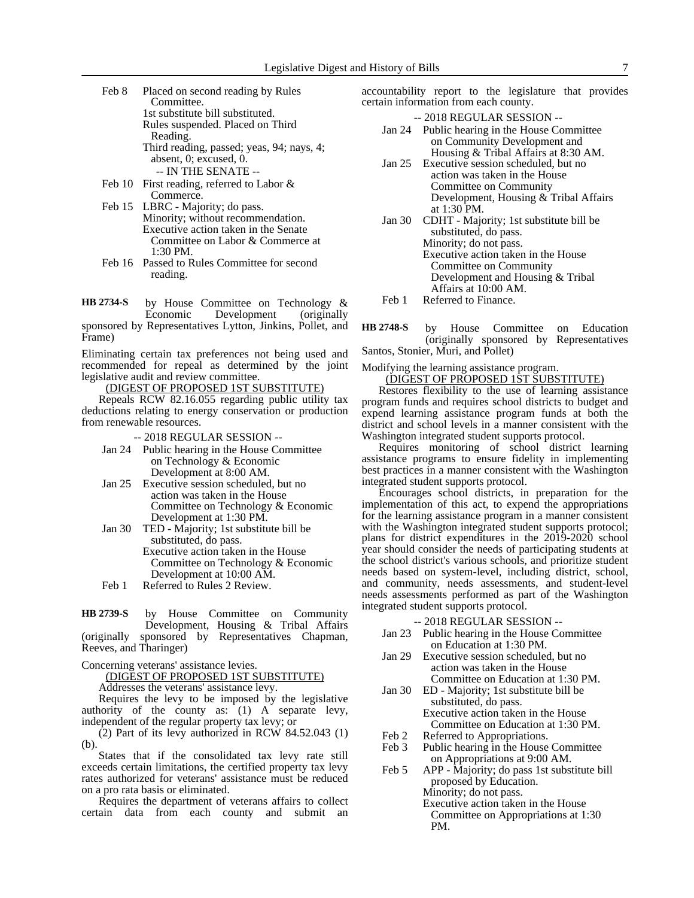Feb 8 Placed on second reading by Rules Committee.
1st substitute bill substituted.
Rules suspended. Placed on Third Reading.
Third reading, passed; yeas, 94; nays, 4; absent, 0; excused, 0.

-- IN THE SENATE --

Feb 10 First reading, referred to Labor & Commerce.

Feb 15 LBRC - Majority; do pass.
Minority; without recommendation.
Executive action taken in the Senate Committee on Labor & Commerce at 1:30 PM.

Feb 16 Passed to Rules Committee for second reading.

**HB 2734-S** by House Committee on Technology & Economic Development (originally sponsored by Representatives Lytton, Jinkins, Pollet, and Frame)

Eliminating certain tax preferences not being used and recommended for repeal as determined by the joint legislative audit and review committee.

(DIGEST OF PROPOSED 1ST SUBSTITUTE)

Repeals RCW 82.16.055 regarding public utility tax deductions relating to energy conservation or production from renewable resources.

-- 2018 REGULAR SESSION --

Jan 24 Public hearing in the House Committee on Technology & Economic Development at 8:00 AM.

Jan 25 Executive session scheduled, but no action was taken in the House Committee on Technology & Economic Development at 1:30 PM.

Jan 30 TED - Majority; 1st substitute bill be substituted, do pass.
Executive action taken in the House Committee on Technology & Economic Development at 10:00 AM.

Feb 1 Referred to Rules 2 Review.

**HB 2739-S** by House Committee on Community Development, Housing & Tribal Affairs (originally sponsored by Representatives Chapman, Reeves, and Tharinger)

Concerning veterans' assistance levies.

(DIGEST OF PROPOSED 1ST SUBSTITUTE)

Addresses the veterans' assistance levy.

Requires the levy to be imposed by the legislative authority of the county as: (1) A separate levy, independent of the regular property tax levy; or

(2) Part of its levy authorized in RCW 84.52.043 (1)(b).

States that if the consolidated tax levy rate still exceeds certain limitations, the certified property tax levy rates authorized for veterans' assistance must be reduced on a pro rata basis or eliminated.

Requires the department of veterans affairs to collect certain data from each county and submit an accountability report to the legislature that provides certain information from each county.

-- 2018 REGULAR SESSION --

Jan 24 Public hearing in the House Committee on Community Development and Housing & Tribal Affairs at 8:30 AM.

Jan 25 Executive session scheduled, but no action was taken in the House Committee on Community Development, Housing & Tribal Affairs at 1:30 PM.

Jan 30 CDHT - Majority; 1st substitute bill be substituted, do pass.
Minority; do not pass.
Executive action taken in the House Committee on Community Development and Housing & Tribal Affairs at 10:00 AM.

Feb 1 Referred to Finance.

**HB 2748-S** by House Committee on Education (originally sponsored by Representatives Santos, Stonier, Muri, and Pollet)

Modifying the learning assistance program.

(DIGEST OF PROPOSED 1ST SUBSTITUTE)

Restores flexibility to the use of learning assistance program funds and requires school districts to budget and expend learning assistance program funds at both the district and school levels in a manner consistent with the Washington integrated student supports protocol.

Requires monitoring of school district learning assistance programs to ensure fidelity in implementing best practices in a manner consistent with the Washington integrated student supports protocol.

Encourages school districts, in preparation for the implementation of this act, to expend the appropriations for the learning assistance program in a manner consistent with the Washington integrated student supports protocol; plans for district expenditures in the 2019-2020 school year should consider the needs of participating students at the school district's various schools, and prioritize student needs based on system-level, including district, school, and community, needs assessments, and student-level needs assessments performed as part of the Washington integrated student supports protocol.

-- 2018 REGULAR SESSION --

Jan 23 Public hearing in the House Committee on Education at 1:30 PM.

Jan 29 Executive session scheduled, but no action was taken in the House Committee on Education at 1:30 PM.

Jan 30 ED - Majority; 1st substitute bill be substituted, do pass.
Executive action taken in the House Committee on Education at 1:30 PM.

Feb 2 Referred to Appropriations.

Feb 3 Public hearing in the House Committee on Appropriations at 9:00 AM.

Feb 5 APP - Majority; do pass 1st substitute bill proposed by Education.
Minority; do not pass.
Executive action taken in the House Committee on Appropriations at 1:30 PM.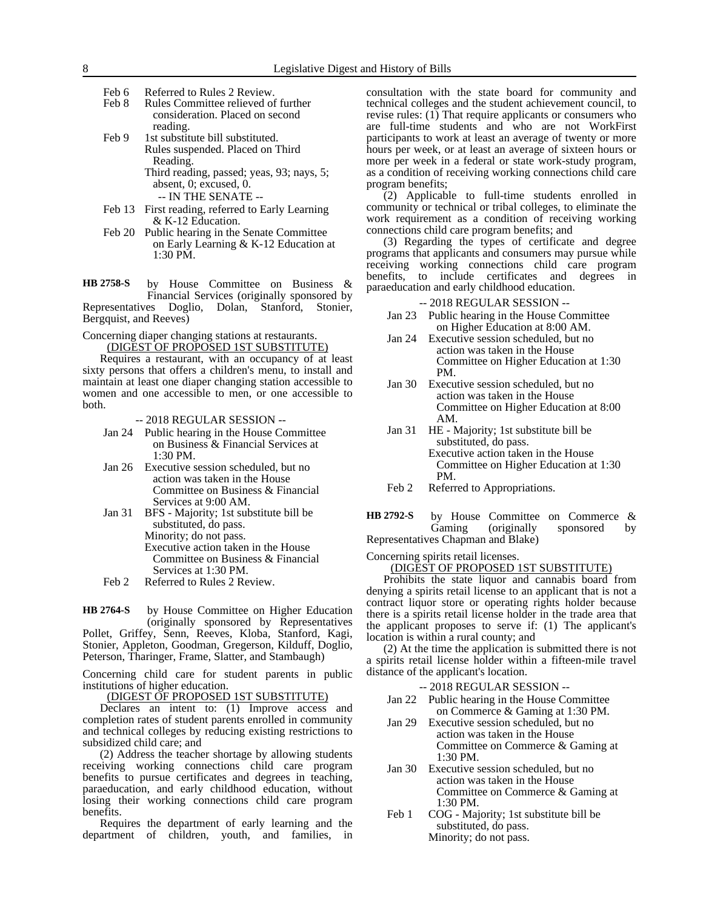Feb 6 Referred to Rules 2 Review.
Feb 8 Rules Committee relieved of further consideration. Placed on second reading.
Feb 9 1st substitute bill substituted.
Rules suspended. Placed on Third Reading.
Third reading, passed; yeas, 93; nays, 5; absent, 0; excused, 0.
-- IN THE SENATE --
Feb 13 First reading, referred to Early Learning & K-12 Education.
Feb 20 Public hearing in the Senate Committee on Early Learning & K-12 Education at 1:30 PM.

**HB 2758-S** by House Committee on Business & Financial Services (originally sponsored by Representatives Doglio, Dolan, Stanford, Stonier, Bergquist, and Reeves)

Concerning diaper changing stations at restaurants.

(DIGEST OF PROPOSED 1ST SUBSTITUTE)

Requires a restaurant, with an occupancy of at least sixty persons that offers a children's menu, to install and maintain at least one diaper changing station accessible to women and one accessible to men, or one accessible to both.

-- 2018 REGULAR SESSION --
Jan 24 Public hearing in the House Committee on Business & Financial Services at 1:30 PM.
Jan 26 Executive session scheduled, but no action was taken in the House Committee on Business & Financial Services at 9:00 AM.
Jan 31 BFS - Majority; 1st substitute bill be substituted, do pass.
Minority; do not pass.
Executive action taken in the House Committee on Business & Financial Services at 1:30 PM.
Feb 2 Referred to Rules 2 Review.

**HB 2764-S** by House Committee on Higher Education (originally sponsored by Representatives Pollet, Griffey, Senn, Reeves, Kloba, Stanford, Kagi, Stonier, Appleton, Goodman, Gregerson, Kilduff, Doglio, Peterson, Tharinger, Frame, Slatter, and Stambaugh)

Concerning child care for student parents in public institutions of higher education.

(DIGEST OF PROPOSED 1ST SUBSTITUTE)

Declares an intent to: (1) Improve access and completion rates of student parents enrolled in community and technical colleges by reducing existing restrictions to subsidized child care; and

(2) Address the teacher shortage by allowing students receiving working connections child care program benefits to pursue certificates and degrees in teaching, paraeducation, and early childhood education, without losing their working connections child care program benefits.

Requires the department of early learning and the department of children, youth, and families, in consultation with the state board for community and technical colleges and the student achievement council, to revise rules: (1) That require applicants or consumers who are full-time students and who are not WorkFirst participants to work at least an average of twenty or more hours per week, or at least an average of sixteen hours or more per week in a federal or state work-study program, as a condition of receiving working connections child care program benefits;

(2) Applicable to full-time students enrolled in community or technical or tribal colleges, to eliminate the work requirement as a condition of receiving working connections child care program benefits; and

(3) Regarding the types of certificate and degree programs that applicants and consumers may pursue while receiving working connections child care program benefits, to include certificates and degrees in paraeducation and early childhood education.

-- 2018 REGULAR SESSION --
Jan 23 Public hearing in the House Committee on Higher Education at 8:00 AM.
Jan 24 Executive session scheduled, but no action was taken in the House Committee on Higher Education at 1:30 PM.
Jan 30 Executive session scheduled, but no action was taken in the House Committee on Higher Education at 8:00 AM.
Jan 31 HE - Majority; 1st substitute bill be substituted, do pass.
Executive action taken in the House Committee on Higher Education at 1:30 PM.
Feb 2 Referred to Appropriations.

**HB 2792-S** by House Committee on Commerce & Gaming (originally sponsored by Representatives Chapman and Blake)

Concerning spirits retail licenses.

(DIGEST OF PROPOSED 1ST SUBSTITUTE)

Prohibits the state liquor and cannabis board from denying a spirits retail license to an applicant that is not a contract liquor store or operating rights holder because there is a spirits retail license holder in the trade area that the applicant proposes to serve if: (1) The applicant's location is within a rural county; and

(2) At the time the application is submitted there is not a spirits retail license holder within a fifteen-mile travel distance of the applicant's location.

-- 2018 REGULAR SESSION --
Jan 22 Public hearing in the House Committee on Commerce & Gaming at 1:30 PM.
Jan 29 Executive session scheduled, but no action was taken in the House Committee on Commerce & Gaming at 1:30 PM.
Jan 30 Executive session scheduled, but no action was taken in the House Committee on Commerce & Gaming at 1:30 PM.
Feb 1 COG - Majority; 1st substitute bill be substituted, do pass.
Minority; do not pass.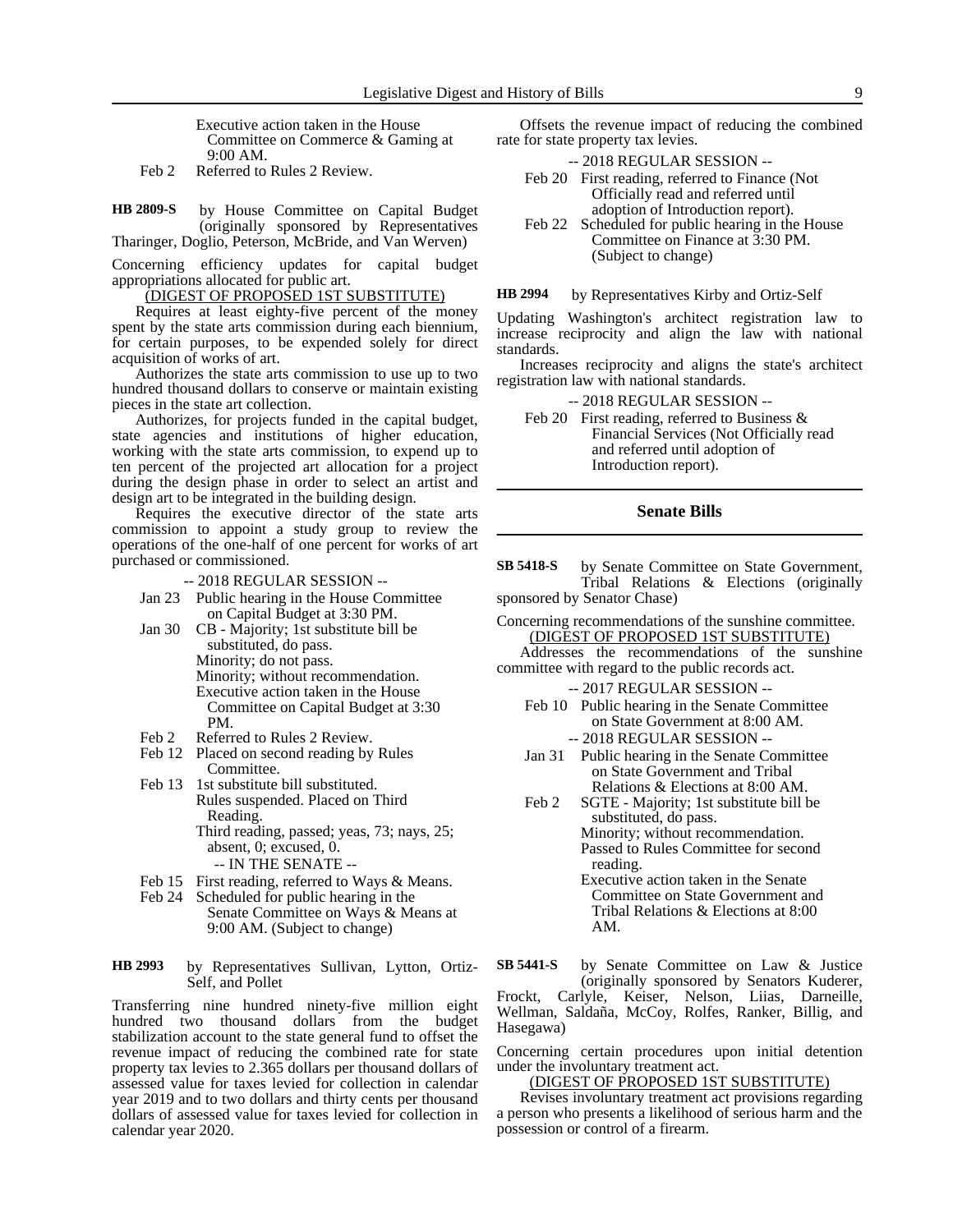Executive action taken in the House Committee on Commerce & Gaming at 9:00 AM.

Feb 2 Referred to Rules 2 Review.

**HB 2809-S** by House Committee on Capital Budget (originally sponsored by Representatives Tharinger, Doglio, Peterson, McBride, and Van Werven)

Concerning efficiency updates for capital budget appropriations allocated for public art.

(DIGEST OF PROPOSED 1ST SUBSTITUTE)

Requires at least eighty-five percent of the money spent by the state arts commission during each biennium, for certain purposes, to be expended solely for direct acquisition of works of art.

Authorizes the state arts commission to use up to two hundred thousand dollars to conserve or maintain existing pieces in the state art collection.

Authorizes, for projects funded in the capital budget, state agencies and institutions of higher education, working with the state arts commission, to expend up to ten percent of the projected art allocation for a project during the design phase in order to select an artist and design art to be integrated in the building design.

Requires the executive director of the state arts commission to appoint a study group to review the operations of the one-half of one percent for works of art purchased or commissioned.

-- 2018 REGULAR SESSION --

Jan 23 Public hearing in the House Committee on Capital Budget at 3:30 PM.

Jan 30 CB - Majority; 1st substitute bill be substituted, do pass.
Minority; do not pass.
Minority; without recommendation.
Executive action taken in the House Committee on Capital Budget at 3:30 PM.

Feb 2 Referred to Rules 2 Review.

Feb 12 Placed on second reading by Rules Committee.

Feb 13 1st substitute bill substituted.
Rules suspended. Placed on Third Reading.
Third reading, passed; yeas, 73; nays, 25; absent, 0; excused, 0.

-- IN THE SENATE --

Feb 15 First reading, referred to Ways & Means.

Feb 24 Scheduled for public hearing in the Senate Committee on Ways & Means at 9:00 AM. (Subject to change)

**HB 2993** by Representatives Sullivan, Lytton, Ortiz-Self, and Pollet

Transferring nine hundred ninety-five million eight hundred two thousand dollars from the budget stabilization account to the state general fund to offset the revenue impact of reducing the combined rate for state property tax levies to 2.365 dollars per thousand dollars of assessed value for taxes levied for collection in calendar year 2019 and to two dollars and thirty cents per thousand dollars of assessed value for taxes levied for collection in calendar year 2020.

Offsets the revenue impact of reducing the combined rate for state property tax levies.

-- 2018 REGULAR SESSION --

Feb 20 First reading, referred to Finance (Not Officially read and referred until adoption of Introduction report).

Feb 22 Scheduled for public hearing in the House Committee on Finance at 3:30 PM. (Subject to change)

**HB 2994** by Representatives Kirby and Ortiz-Self

Updating Washington's architect registration law to increase reciprocity and align the law with national standards.

Increases reciprocity and aligns the state's architect registration law with national standards.

-- 2018 REGULAR SESSION --

Feb 20 First reading, referred to Business & Financial Services (Not Officially read and referred until adoption of Introduction report).

## Senate Bills

**SB 5418-S** by Senate Committee on State Government, Tribal Relations & Elections (originally sponsored by Senator Chase)

Concerning recommendations of the sunshine committee.

(DIGEST OF PROPOSED 1ST SUBSTITUTE)

Addresses the recommendations of the sunshine committee with regard to the public records act.

-- 2017 REGULAR SESSION --

Feb 10 Public hearing in the Senate Committee on State Government at 8:00 AM.

-- 2018 REGULAR SESSION --

Jan 31 Public hearing in the Senate Committee on State Government and Tribal Relations & Elections at 8:00 AM.

Feb 2 SGTE - Majority; 1st substitute bill be substituted, do pass.
Minority; without recommendation.
Passed to Rules Committee for second reading.
Executive action taken in the Senate Committee on State Government and Tribal Relations & Elections at 8:00 AM.

**SB 5441-S** by Senate Committee on Law & Justice (originally sponsored by Senators Kuderer, Frockt, Carlyle, Keiser, Nelson, Liias, Darneille, Wellman, Saldaña, McCoy, Rolfes, Ranker, Billig, and Hasegawa)

Concerning certain procedures upon initial detention under the involuntary treatment act.

(DIGEST OF PROPOSED 1ST SUBSTITUTE)

Revises involuntary treatment act provisions regarding a person who presents a likelihood of serious harm and the possession or control of a firearm.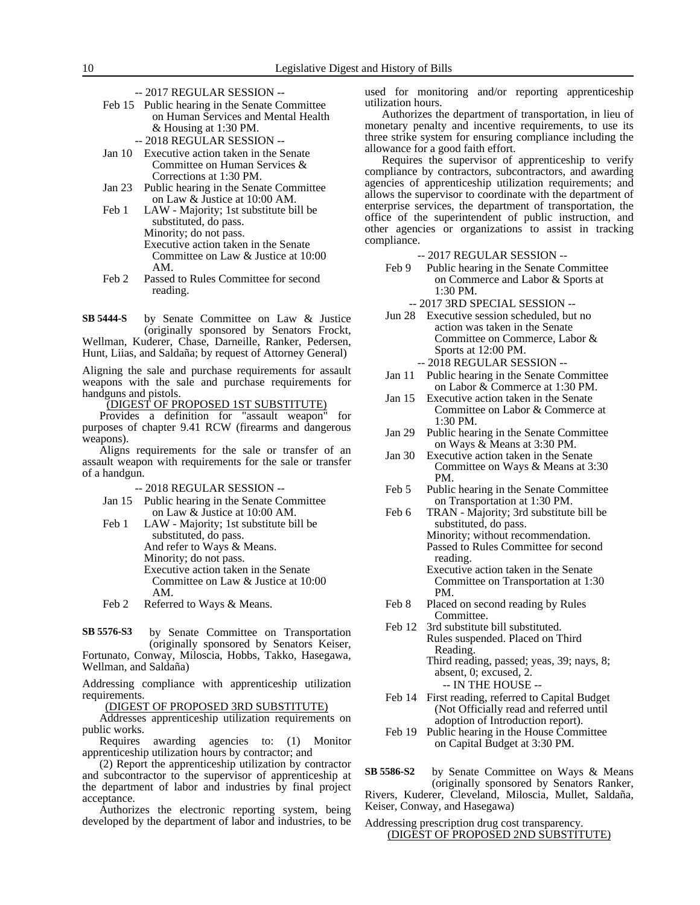-- 2017 REGULAR SESSION --

Feb 15 Public hearing in the Senate Committee on Human Services and Mental Health & Housing at 1:30 PM.

-- 2018 REGULAR SESSION --

Jan 10 Executive action taken in the Senate Committee on Human Services & Corrections at 1:30 PM.

Jan 23 Public hearing in the Senate Committee on Law & Justice at 10:00 AM.

Feb 1 LAW - Majority; 1st substitute bill be substituted, do pass.
Minority; do not pass.
Executive action taken in the Senate Committee on Law & Justice at 10:00 AM.

Feb 2 Passed to Rules Committee for second reading.

**SB 5444-S** by Senate Committee on Law & Justice (originally sponsored by Senators Frockt, Wellman, Kuderer, Chase, Darneille, Ranker, Pedersen, Hunt, Liias, and Saldaña; by request of Attorney General)

Aligning the sale and purchase requirements for assault weapons with the sale and purchase requirements for handguns and pistols.

(DIGEST OF PROPOSED 1ST SUBSTITUTE)

Provides a definition for "assault weapon" for purposes of chapter 9.41 RCW (firearms and dangerous weapons).

Aligns requirements for the sale or transfer of an assault weapon with requirements for the sale or transfer of a handgun.

-- 2018 REGULAR SESSION --

Jan 15 Public hearing in the Senate Committee on Law & Justice at 10:00 AM.

Feb 1 LAW - Majority; 1st substitute bill be substituted, do pass.
And refer to Ways & Means.
Minority; do not pass.
Executive action taken in the Senate Committee on Law & Justice at 10:00 AM.

Feb 2 Referred to Ways & Means.

**SB 5576-S3** by Senate Committee on Transportation (originally sponsored by Senators Keiser, Fortunato, Conway, Miloscia, Hobbs, Takko, Hasegawa, Wellman, and Saldaña)

Addressing compliance with apprenticeship utilization requirements.

(DIGEST OF PROPOSED 3RD SUBSTITUTE)

Addresses apprenticeship utilization requirements on public works.

Requires awarding agencies to: (1) Monitor apprenticeship utilization hours by contractor; and

(2) Report the apprenticeship utilization by contractor and subcontractor to the supervisor of apprenticeship at the department of labor and industries by final project acceptance.

Authorizes the electronic reporting system, being developed by the department of labor and industries, to be used for monitoring and/or reporting apprenticeship utilization hours.

Authorizes the department of transportation, in lieu of monetary penalty and incentive requirements, to use its three strike system for ensuring compliance including the allowance for a good faith effort.

Requires the supervisor of apprenticeship to verify compliance by contractors, subcontractors, and awarding agencies of apprenticeship utilization requirements; and allows the supervisor to coordinate with the department of enterprise services, the department of transportation, the office of the superintendent of public instruction, and other agencies or organizations to assist in tracking compliance.

-- 2017 REGULAR SESSION --

Feb 9 Public hearing in the Senate Committee on Commerce and Labor & Sports at 1:30 PM.

-- 2017 3RD SPECIAL SESSION --

Jun 28 Executive session scheduled, but no action was taken in the Senate Committee on Commerce, Labor & Sports at 12:00 PM.

-- 2018 REGULAR SESSION --

Jan 11 Public hearing in the Senate Committee on Labor & Commerce at 1:30 PM.

Jan 15 Executive action taken in the Senate Committee on Labor & Commerce at 1:30 PM.

Jan 29 Public hearing in the Senate Committee on Ways & Means at 3:30 PM.

Jan 30 Executive action taken in the Senate Committee on Ways & Means at 3:30 PM.

Feb 5 Public hearing in the Senate Committee on Transportation at 1:30 PM.

Feb 6 TRAN - Majority; 3rd substitute bill be substituted, do pass.
Minority; without recommendation.
Passed to Rules Committee for second reading.
Executive action taken in the Senate Committee on Transportation at 1:30 PM.

Feb 8 Placed on second reading by Rules Committee.

Feb 12 3rd substitute bill substituted.
Rules suspended. Placed on Third Reading.
Third reading, passed; yeas, 39; nays, 8; absent, 0; excused, 2.

-- IN THE HOUSE --

Feb 14 First reading, referred to Capital Budget (Not Officially read and referred until adoption of Introduction report).

Feb 19 Public hearing in the House Committee on Capital Budget at 3:30 PM.

**SB 5586-S2** by Senate Committee on Ways & Means (originally sponsored by Senators Ranker, Rivers, Kuderer, Cleveland, Miloscia, Mullet, Saldaña, Keiser, Conway, and Hasegawa)

Addressing prescription drug cost transparency.

(DIGEST OF PROPOSED 2ND SUBSTITUTE)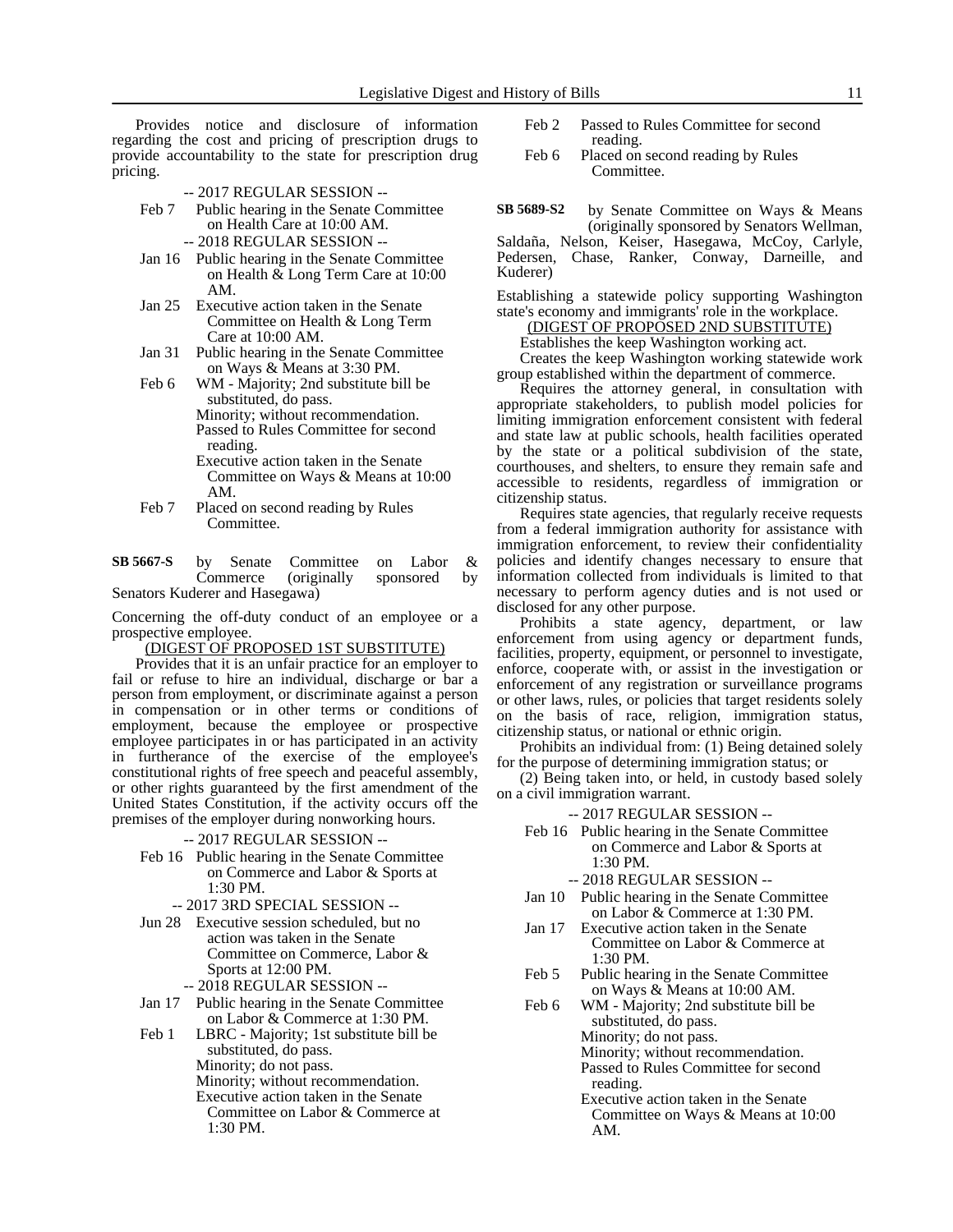Provides notice and disclosure of information regarding the cost and pricing of prescription drugs to provide accountability to the state for prescription drug pricing.

-- 2017 REGULAR SESSION --

Feb 7 Public hearing in the Senate Committee on Health Care at 10:00 AM.

-- 2018 REGULAR SESSION --

Jan 16 Public hearing in the Senate Committee on Health & Long Term Care at 10:00 AM.

Jan 25 Executive action taken in the Senate Committee on Health & Long Term Care at 10:00 AM.

Jan 31 Public hearing in the Senate Committee on Ways & Means at 3:30 PM.

Feb 6 WM - Majority; 2nd substitute bill be substituted, do pass.
Minority; without recommendation.
Passed to Rules Committee for second reading.
Executive action taken in the Senate Committee on Ways & Means at 10:00 AM.

Feb 7 Placed on second reading by Rules Committee.

**SB 5667-S** by Senate Committee on Labor & Commerce (originally sponsored by Senators Kuderer and Hasegawa)

Concerning the off-duty conduct of an employee or a prospective employee.

(DIGEST OF PROPOSED 1ST SUBSTITUTE)

Provides that it is an unfair practice for an employer to fail or refuse to hire an individual, discharge or bar a person from employment, or discriminate against a person in compensation or in other terms or conditions of employment, because the employee or prospective employee participates in or has participated in an activity in furtherance of the exercise of the employee's constitutional rights of free speech and peaceful assembly, or other rights guaranteed by the first amendment of the United States Constitution, if the activity occurs off the premises of the employer during nonworking hours.

-- 2017 REGULAR SESSION --

Feb 16 Public hearing in the Senate Committee on Commerce and Labor & Sports at 1:30 PM.

-- 2017 3RD SPECIAL SESSION --

Jun 28 Executive session scheduled, but no action was taken in the Senate Committee on Commerce, Labor & Sports at 12:00 PM.

-- 2018 REGULAR SESSION --

Jan 17 Public hearing in the Senate Committee on Labor & Commerce at 1:30 PM.

Feb 1 LBRC - Majority; 1st substitute bill be substituted, do pass.
Minority; do not pass.
Minority; without recommendation.
Executive action taken in the Senate Committee on Labor & Commerce at 1:30 PM.

Feb 2 Passed to Rules Committee for second reading.

Feb 6 Placed on second reading by Rules Committee.

**SB 5689-S2** by Senate Committee on Ways & Means (originally sponsored by Senators Wellman, Saldaña, Nelson, Keiser, Hasegawa, McCoy, Carlyle, Pedersen, Chase, Ranker, Conway, Darneille, and Kuderer)

Establishing a statewide policy supporting Washington state's economy and immigrants' role in the workplace.

(DIGEST OF PROPOSED 2ND SUBSTITUTE)

Establishes the keep Washington working act.

Creates the keep Washington working statewide work group established within the department of commerce.

Requires the attorney general, in consultation with appropriate stakeholders, to publish model policies for limiting immigration enforcement consistent with federal and state law at public schools, health facilities operated by the state or a political subdivision of the state, courthouses, and shelters, to ensure they remain safe and accessible to residents, regardless of immigration or citizenship status.

Requires state agencies, that regularly receive requests from a federal immigration authority for assistance with immigration enforcement, to review their confidentiality policies and identify changes necessary to ensure that information collected from individuals is limited to that necessary to perform agency duties and is not used or disclosed for any other purpose.

Prohibits a state agency, department, or law enforcement from using agency or department funds, facilities, property, equipment, or personnel to investigate, enforce, cooperate with, or assist in the investigation or enforcement of any registration or surveillance programs or other laws, rules, or policies that target residents solely on the basis of race, religion, immigration status, citizenship status, or national or ethnic origin.

Prohibits an individual from: (1) Being detained solely for the purpose of determining immigration status; or

(2) Being taken into, or held, in custody based solely on a civil immigration warrant.

-- 2017 REGULAR SESSION --

Feb 16 Public hearing in the Senate Committee on Commerce and Labor & Sports at 1:30 PM.

-- 2018 REGULAR SESSION --

Jan 10 Public hearing in the Senate Committee on Labor & Commerce at 1:30 PM.

Jan 17 Executive action taken in the Senate Committee on Labor & Commerce at 1:30 PM.

Feb 5 Public hearing in the Senate Committee on Ways & Means at 10:00 AM.

Feb 6 WM - Majority; 2nd substitute bill be substituted, do pass.
Minority; do not pass.
Minority; without recommendation.
Passed to Rules Committee for second reading.
Executive action taken in the Senate Committee on Ways & Means at 10:00 AM.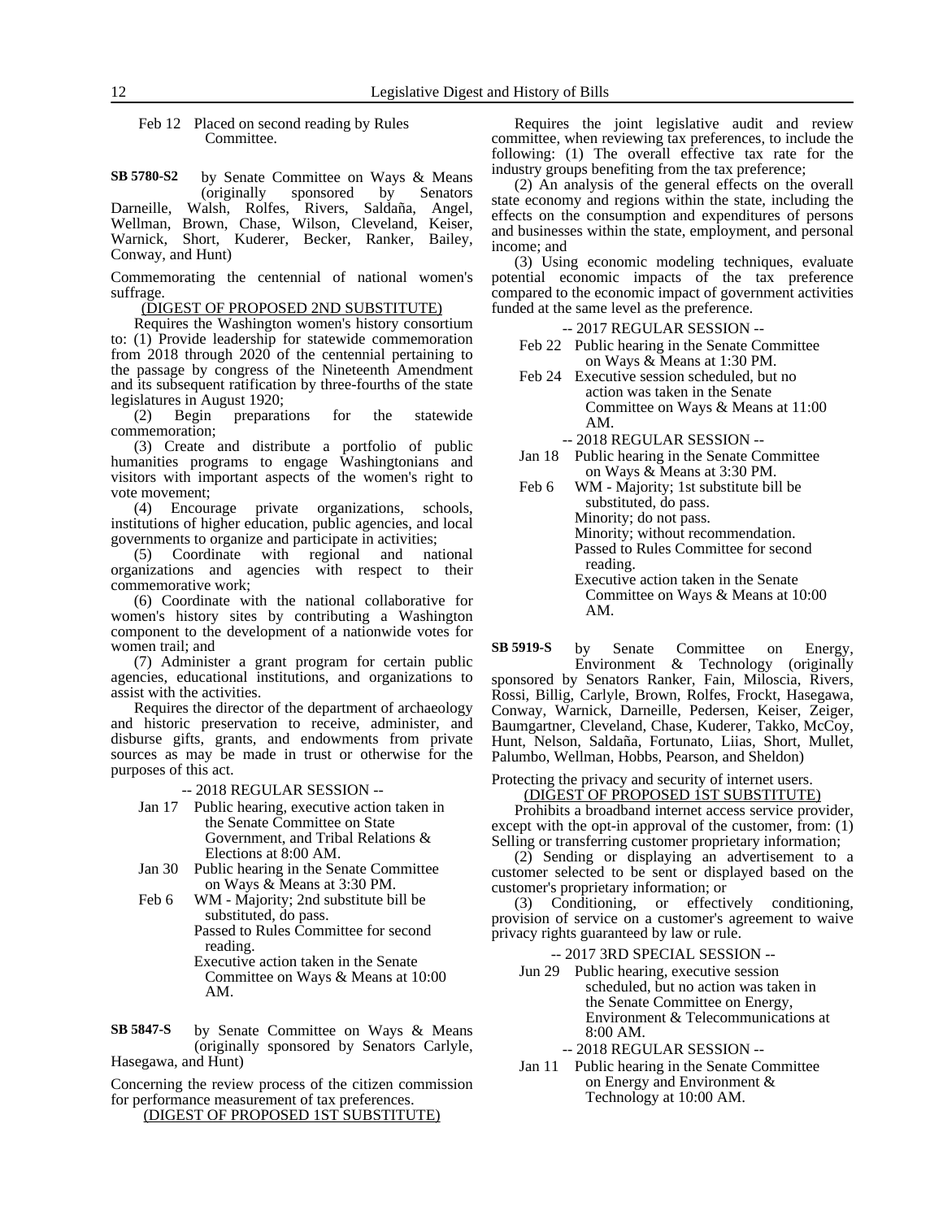Feb 12 Placed on second reading by Rules Committee.

**SB 5780-S2** by Senate Committee on Ways & Means (originally sponsored by Senators Darneille, Walsh, Rolfes, Rivers, Saldaña, Angel, Wellman, Brown, Chase, Wilson, Cleveland, Keiser, Warnick, Short, Kuderer, Becker, Ranker, Bailey, Conway, and Hunt)

Commemorating the centennial of national women's suffrage.

(DIGEST OF PROPOSED 2ND SUBSTITUTE)

Requires the Washington women's history consortium to: (1) Provide leadership for statewide commemoration from 2018 through 2020 of the centennial pertaining to the passage by congress of the Nineteenth Amendment and its subsequent ratification by three-fourths of the state legislatures in August 1920;

(2) Begin preparations for the statewide commemoration;

(3) Create and distribute a portfolio of public humanities programs to engage Washingtonians and visitors with important aspects of the women's right to vote movement;

(4) Encourage private organizations, schools, institutions of higher education, public agencies, and local governments to organize and participate in activities;

(5) Coordinate with regional and national organizations and agencies with respect to their commemorative work;

(6) Coordinate with the national collaborative for women's history sites by contributing a Washington component to the development of a nationwide votes for women trail; and

(7) Administer a grant program for certain public agencies, educational institutions, and organizations to assist with the activities.

Requires the director of the department of archaeology and historic preservation to receive, administer, and disburse gifts, grants, and endowments from private sources as may be made in trust or otherwise for the purposes of this act.

-- 2018 REGULAR SESSION --

Jan 17 Public hearing, executive action taken in the Senate Committee on State Government, and Tribal Relations & Elections at 8:00 AM.

Jan 30 Public hearing in the Senate Committee on Ways & Means at 3:30 PM.

Feb 6 WM - Majority; 2nd substitute bill be substituted, do pass.
Passed to Rules Committee for second reading.
Executive action taken in the Senate Committee on Ways & Means at 10:00 AM.

**SB 5847-S** by Senate Committee on Ways & Means (originally sponsored by Senators Carlyle, Hasegawa, and Hunt)

Concerning the review process of the citizen commission for performance measurement of tax preferences.

(DIGEST OF PROPOSED 1ST SUBSTITUTE)

Requires the joint legislative audit and review committee, when reviewing tax preferences, to include the following: (1) The overall effective tax rate for the industry groups benefiting from the tax preference;

(2) An analysis of the general effects on the overall state economy and regions within the state, including the effects on the consumption and expenditures of persons and businesses within the state, employment, and personal income; and

(3) Using economic modeling techniques, evaluate potential economic impacts of the tax preference compared to the economic impact of government activities funded at the same level as the preference.

-- 2017 REGULAR SESSION --

Feb 22 Public hearing in the Senate Committee on Ways & Means at 1:30 PM.

Feb 24 Executive session scheduled, but no action was taken in the Senate Committee on Ways & Means at 11:00 AM.

-- 2018 REGULAR SESSION --

Jan 18 Public hearing in the Senate Committee on Ways & Means at 3:30 PM.

Feb 6 WM - Majority; 1st substitute bill be substituted, do pass.
Minority; do not pass.
Minority; without recommendation.
Passed to Rules Committee for second reading.
Executive action taken in the Senate Committee on Ways & Means at 10:00 AM.

**SB 5919-S** by Senate Committee on Energy, Environment & Technology (originally sponsored by Senators Ranker, Fain, Miloscia, Rivers, Rossi, Billig, Carlyle, Brown, Rolfes, Frockt, Hasegawa, Conway, Warnick, Darneille, Pedersen, Keiser, Zeiger, Baumgartner, Cleveland, Chase, Kuderer, Takko, McCoy, Hunt, Nelson, Saldaña, Fortunato, Liias, Short, Mullet, Palumbo, Wellman, Hobbs, Pearson, and Sheldon)

Protecting the privacy and security of internet users.

(DIGEST OF PROPOSED 1ST SUBSTITUTE)

Prohibits a broadband internet access service provider, except with the opt-in approval of the customer, from: (1) Selling or transferring customer proprietary information;

(2) Sending or displaying an advertisement to a customer selected to be sent or displayed based on the customer's proprietary information; or

(3) Conditioning, or effectively conditioning, provision of service on a customer's agreement to waive privacy rights guaranteed by law or rule.

-- 2017 3RD SPECIAL SESSION --

Jun 29 Public hearing, executive session scheduled, but no action was taken in the Senate Committee on Energy, Environment & Telecommunications at 8:00 AM.

-- 2018 REGULAR SESSION --

Jan 11 Public hearing in the Senate Committee on Energy and Environment & Technology at 10:00 AM.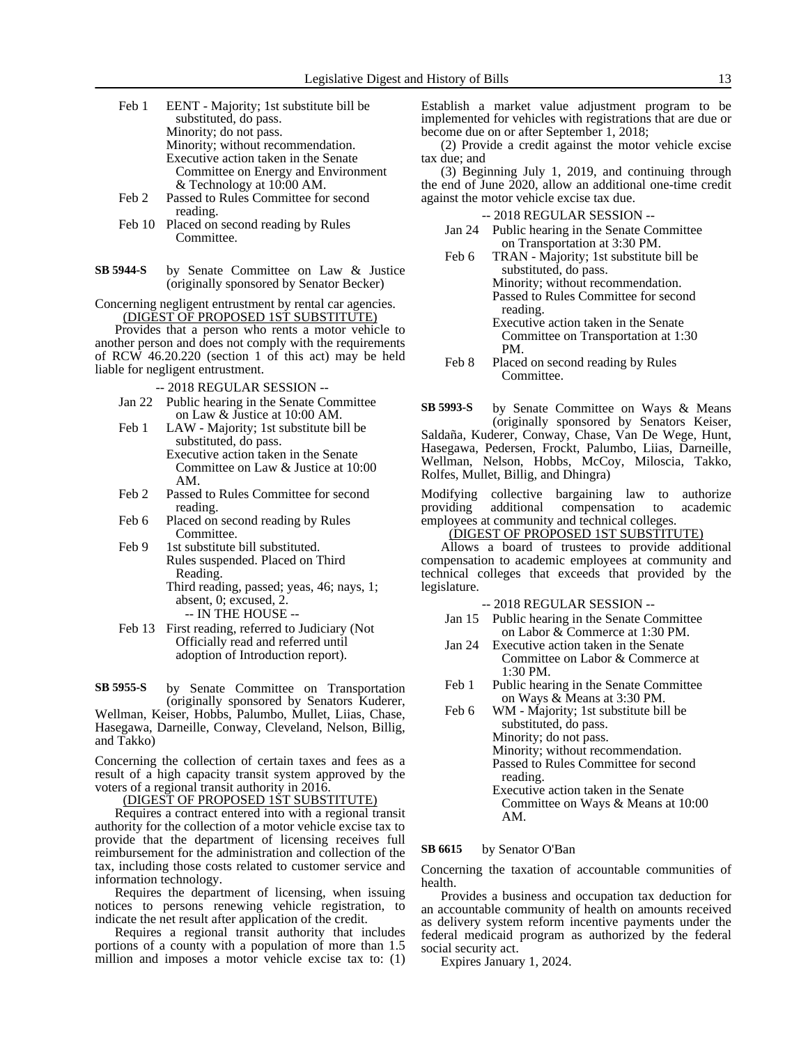Feb 1 EENT - Majority; 1st substitute bill be substituted, do pass.
Minority; do not pass.
Minority; without recommendation.
Executive action taken in the Senate Committee on Energy and Environment & Technology at 10:00 AM.
Feb 2 Passed to Rules Committee for second reading.
Feb 10 Placed on second reading by Rules Committee.

**SB 5944-S** by Senate Committee on Law & Justice (originally sponsored by Senator Becker)

Concerning negligent entrustment by rental car agencies.

(DIGEST OF PROPOSED 1ST SUBSTITUTE)

Provides that a person who rents a motor vehicle to another person and does not comply with the requirements of RCW 46.20.220 (section 1 of this act) may be held liable for negligent entrustment.

-- 2018 REGULAR SESSION --

Jan 22 Public hearing in the Senate Committee on Law & Justice at 10:00 AM.
Feb 1 LAW - Majority; 1st substitute bill be substituted, do pass.
Executive action taken in the Senate Committee on Law & Justice at 10:00 AM.
Feb 2 Passed to Rules Committee for second reading.
Feb 6 Placed on second reading by Rules Committee.
Feb 9 1st substitute bill substituted.
Rules suspended. Placed on Third Reading.
Third reading, passed; yeas, 46; nays, 1; absent, 0; excused, 2.
-- IN THE HOUSE --
Feb 13 First reading, referred to Judiciary (Not Officially read and referred until adoption of Introduction report).

**SB 5955-S** by Senate Committee on Transportation (originally sponsored by Senators Kuderer, Wellman, Keiser, Hobbs, Palumbo, Mullet, Liias, Chase, Hasegawa, Darneille, Conway, Cleveland, Nelson, Billig, and Takko)

Concerning the collection of certain taxes and fees as a result of a high capacity transit system approved by the voters of a regional transit authority in 2016.

(DIGEST OF PROPOSED 1ST SUBSTITUTE)

Requires a contract entered into with a regional transit authority for the collection of a motor vehicle excise tax to provide that the department of licensing receives full reimbursement for the administration and collection of the tax, including those costs related to customer service and information technology.

Requires the department of licensing, when issuing notices to persons renewing vehicle registration, to indicate the net result after application of the credit.

Requires a regional transit authority that includes portions of a county with a population of more than 1.5 million and imposes a motor vehicle excise tax to: (1) Establish a market value adjustment program to be implemented for vehicles with registrations that are due or become due on or after September 1, 2018;

(2) Provide a credit against the motor vehicle excise tax due; and

(3) Beginning July 1, 2019, and continuing through the end of June 2020, allow an additional one-time credit against the motor vehicle excise tax due.

-- 2018 REGULAR SESSION --

Jan 24 Public hearing in the Senate Committee on Transportation at 3:30 PM.
Feb 6 TRAN - Majority; 1st substitute bill be substituted, do pass.
Minority; without recommendation.
Passed to Rules Committee for second reading.
Executive action taken in the Senate Committee on Transportation at 1:30 PM.
Feb 8 Placed on second reading by Rules Committee.

**SB 5993-S** by Senate Committee on Ways & Means (originally sponsored by Senators Keiser, Saldaña, Kuderer, Conway, Chase, Van De Wege, Hunt, Hasegawa, Pedersen, Frockt, Palumbo, Liias, Darneille, Wellman, Nelson, Hobbs, McCoy, Miloscia, Takko, Rolfes, Mullet, Billig, and Dhingra)

Modifying collective bargaining law to authorize providing additional compensation to academic employees at community and technical colleges.

(DIGEST OF PROPOSED 1ST SUBSTITUTE)

Allows a board of trustees to provide additional compensation to academic employees at community and technical colleges that exceeds that provided by the legislature.

-- 2018 REGULAR SESSION --

Jan 15 Public hearing in the Senate Committee on Labor & Commerce at 1:30 PM.
Jan 24 Executive action taken in the Senate Committee on Labor & Commerce at 1:30 PM.
Feb 1 Public hearing in the Senate Committee on Ways & Means at 3:30 PM.
Feb 6 WM - Majority; 1st substitute bill be substituted, do pass.
Minority; do not pass.
Minority; without recommendation.
Passed to Rules Committee for second reading.
Executive action taken in the Senate Committee on Ways & Means at 10:00 AM.

**SB 6615** by Senator O'Ban

Concerning the taxation of accountable communities of health.

Provides a business and occupation tax deduction for an accountable community of health on amounts received as delivery system reform incentive payments under the federal medicaid program as authorized by the federal social security act.

Expires January 1, 2024.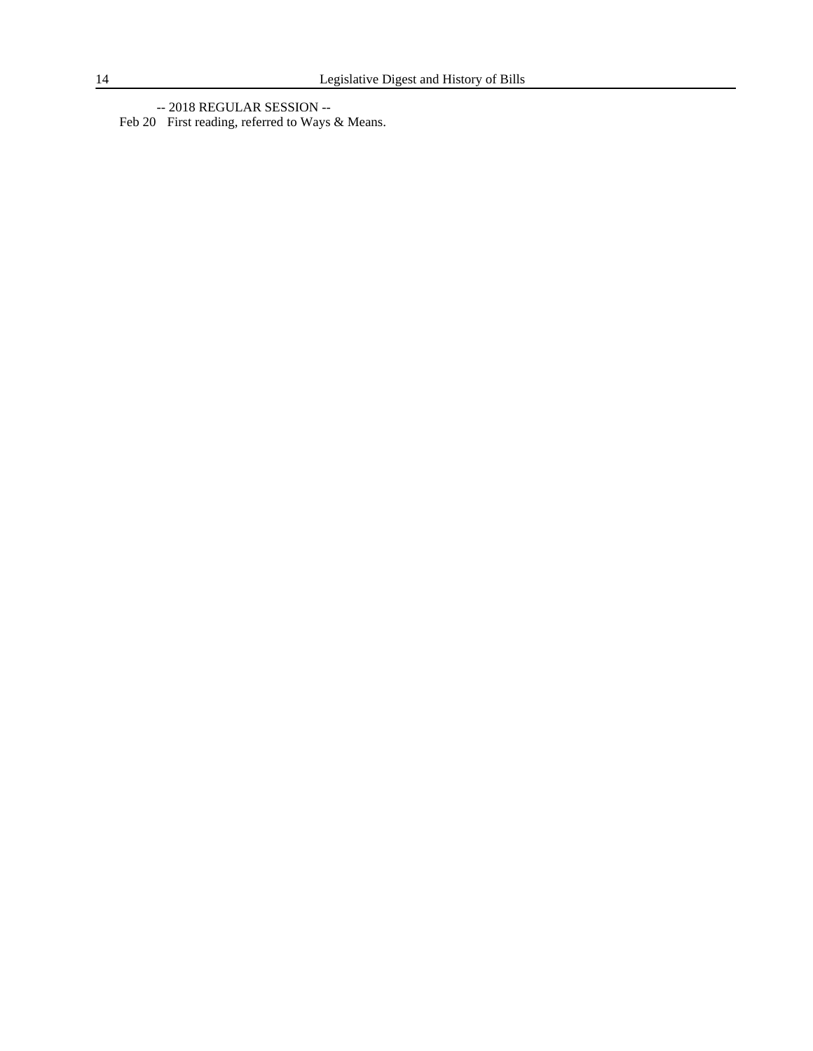-- 2018 REGULAR SESSION --

Feb 20 First reading, referred to Ways & Means.